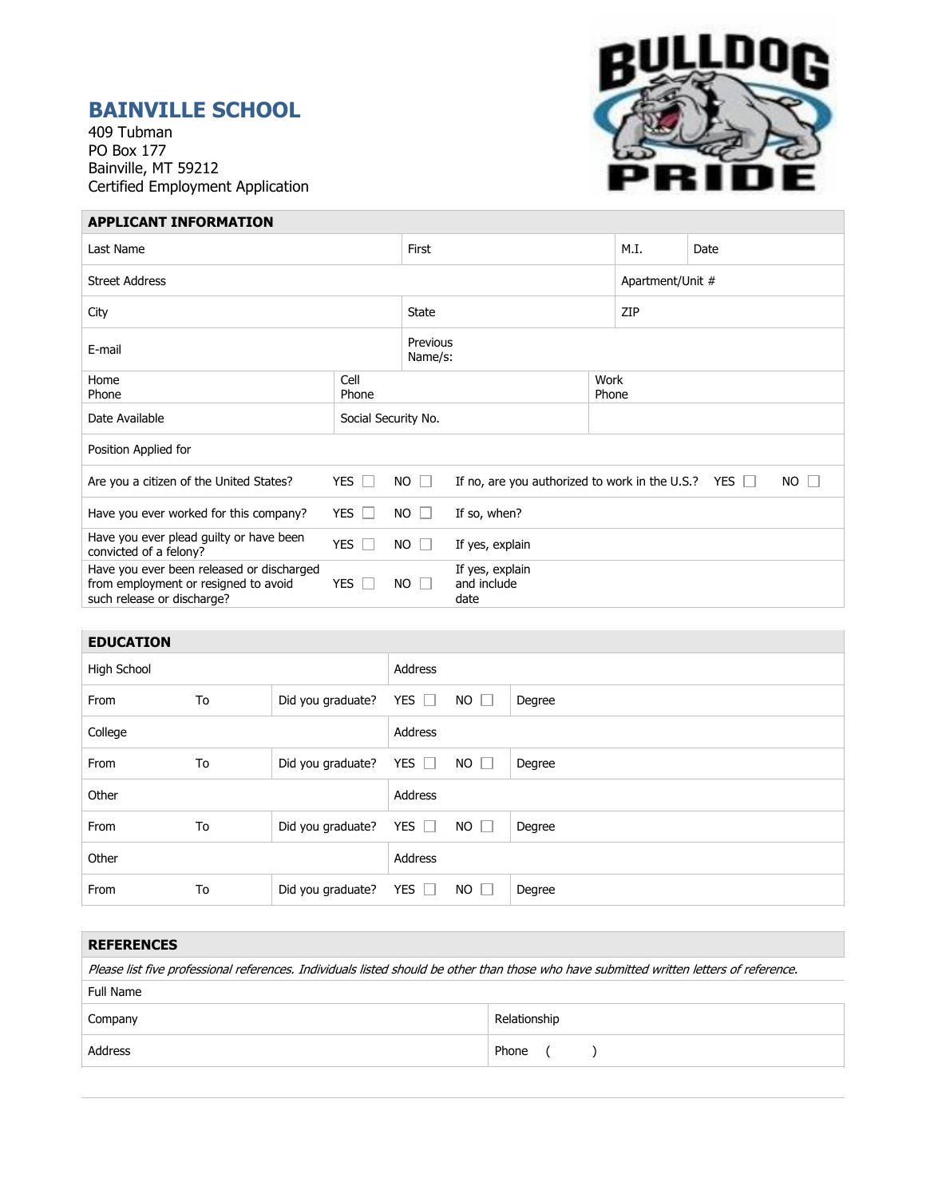# BAINVILLE SCHOOL

409 Tubman
PO Box 177
Bainville, MT 59212
Certified Employment Application

BULLDOG PRIDE

## APPLICANT INFORMATION

| Last Name | First | M.I. | Date |
|---|---|---|---|
| Street Address | | Apartment/Unit # | |
| City | State | ZIP | |
| E-mail | Previous Name/s: | | |

| Home Phone | Cell Phone | Work Phone |
|---|---|---|
| Date Available | Social Security No. | |
| Position Applied for | | |

| | | | | | |
|---|---|---|---|---|---|
| Are you a citizen of the United States? | YES ☐ | NO ☐ | If no, are you authorized to work in the U.S.? | YES ☐ | NO ☐ |
| Have you ever worked for this company? | YES ☐ | NO ☐ | If so, when? | | |
| Have you ever plead guilty or have been convicted of a felony? | YES ☐ | NO ☐ | If yes, explain | | |
| Have you ever been released or discharged from employment or resigned to avoid such release or discharge? | YES ☐ | NO ☐ | If yes, explain and include date | | |

## EDUCATION

| | | | | | |
|---|---|---|---|---|---|
| High School | | | Address | | |
| From | To | Did you graduate? | YES ☐ | NO ☐ | Degree |
| College | | | Address | | |
| From | To | Did you graduate? | YES ☐ | NO ☐ | Degree |
| Other | | | Address | | |
| From | To | Did you graduate? | YES ☐ | NO ☐ | Degree |
| Other | | | Address | | |
| From | To | Did you graduate? | YES ☐ | NO ☐ | Degree |

## REFERENCES

*Please list five professional references. Individuals listed should be other than those who have submitted written letters of reference.*

| | |
|---|---|
| Full Name | |
| Company | Relationship |
| Address | Phone ( ) |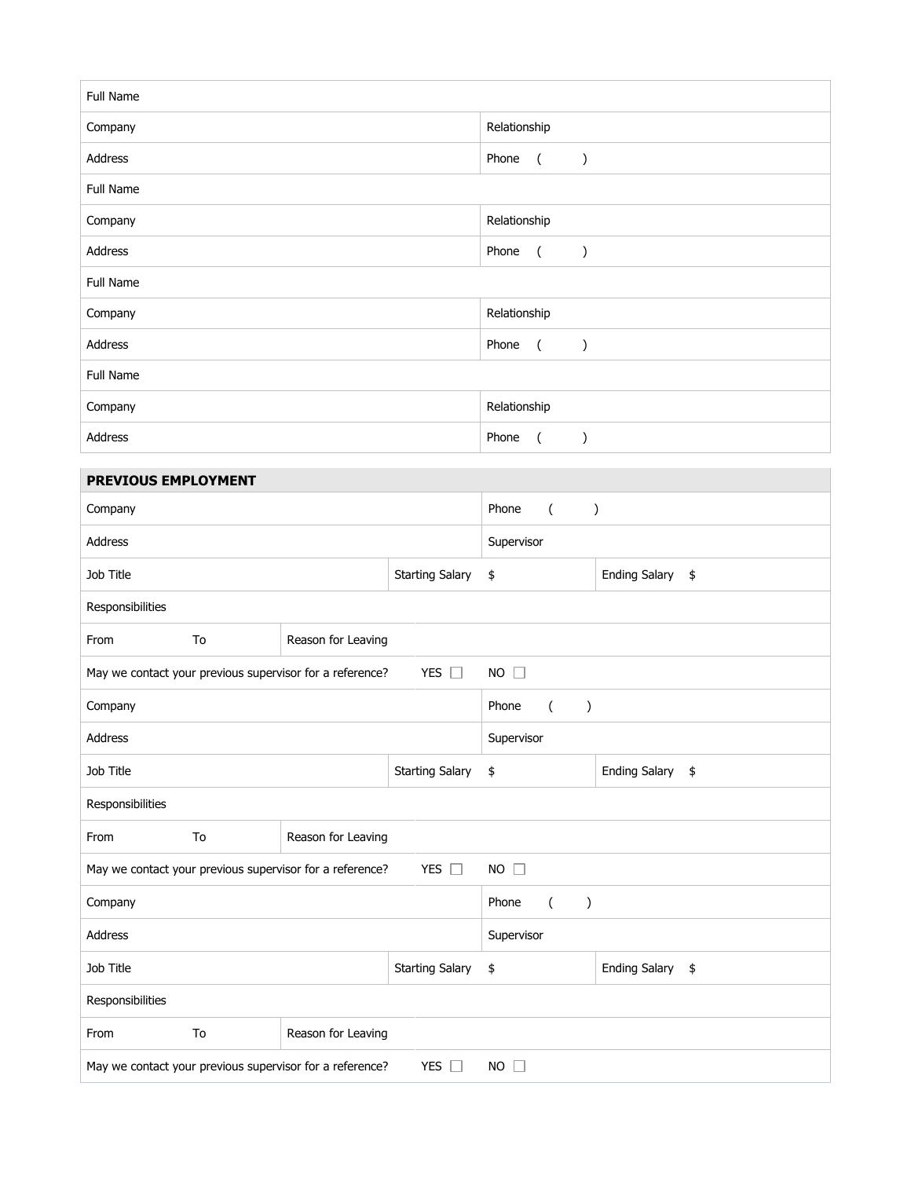| Full Name | |
|---|---|
| Company | Relationship |
| Address | Phone ( ) |
| Full Name | |
| Company | Relationship |
| Address | Phone ( ) |
| Full Name | |
| Company | Relationship |
| Address | Phone ( ) |
| Full Name | |
| Company | Relationship |
| Address | Phone ( ) |

## PREVIOUS EMPLOYMENT

| Company | | | Phone ( ) | |
|---|---|---|---|---|
| Address | | | Supervisor | |
| Job Title | | Starting Salary | $ | Ending Salary $ |
| Responsibilities | | | | |
| From To | Reason for Leaving | | | |
| May we contact your previous supervisor for a reference? | | YES ☐ | NO ☐ | |
| Company | | | Phone ( ) | |
| Address | | | Supervisor | |
| Job Title | | Starting Salary | $ | Ending Salary $ |
| Responsibilities | | | | |
| From To | Reason for Leaving | | | |
| May we contact your previous supervisor for a reference? | | YES ☐ | NO ☐ | |
| Company | | | Phone ( ) | |
| Address | | | Supervisor | |
| Job Title | | Starting Salary | $ | Ending Salary $ |
| Responsibilities | | | | |
| From To | Reason for Leaving | | | |
| May we contact your previous supervisor for a reference? | | YES ☐ | NO ☐ | |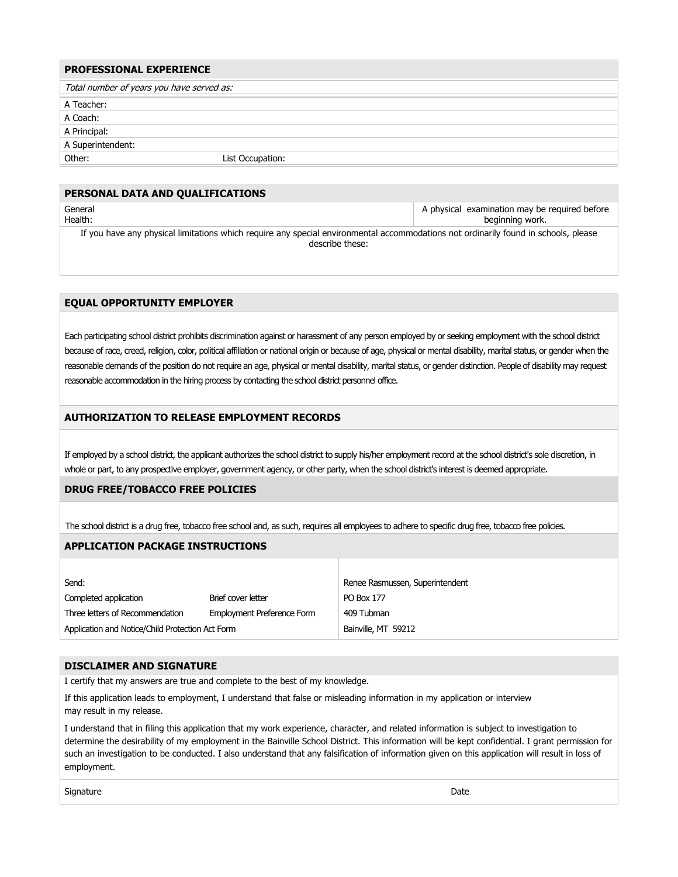## PROFESSIONAL EXPERIENCE

*Total number of years you have served as:*

| | |
|---|---|
| A Teacher: | |
| A Coach: | |
| A Principal: | |
| A Superintendent: | |
| Other: | List Occupation: |

## PERSONAL DATA AND QUALIFICATIONS

| | |
|---|---|
| General Health: | A physical examination may be required before beginning work. |

If you have any physical limitations which require any special environmental accommodations not ordinarily found in schools, please describe these:

## EQUAL OPPORTUNITY EMPLOYER

Each participating school district prohibits discrimination against or harassment of any person employed by or seeking employment with the school district because of race, creed, religion, color, political affiliation or national origin or because of age, physical or mental disability, marital status, or gender when the reasonable demands of the position do not require an age, physical or mental disability, marital status, or gender distinction. People of disability may request reasonable accommodation in the hiring process by contacting the school district personnel office.

## AUTHORIZATION TO RELEASE EMPLOYMENT RECORDS

If employed by a school district, the applicant authorizes the school district to supply his/her employment record at the school district's sole discretion, in whole or part, to any prospective employer, government agency, or other party, when the school district's interest is deemed appropriate.

## DRUG FREE/TOBACCO FREE POLICIES

The school district is a drug free, tobacco free school and, as such, requires all employees to adhere to specific drug free, tobacco free policies.

## APPLICATION PACKAGE INSTRUCTIONS

| | | |
|---|---|---|
| Send: | | Renee Rasmussen, Superintendent |
| Completed application | Brief cover letter | PO Box 177 |
| Three letters of Recommendation | Employment Preference Form | 409 Tubman |
| Application and Notice/Child Protection Act Form | | Bainville, MT 59212 |

## DISCLAIMER AND SIGNATURE

I certify that my answers are true and complete to the best of my knowledge.

If this application leads to employment, I understand that false or misleading information in my application or interview may result in my release.

I understand that in filing this application that my work experience, character, and related information is subject to investigation to determine the desirability of my employment in the Bainville School District. This information will be kept confidential. I grant permission for such an investigation to be conducted. I also understand that any falsification of information given on this application will result in loss of employment.

| | |
|---|---|
| Signature | Date |